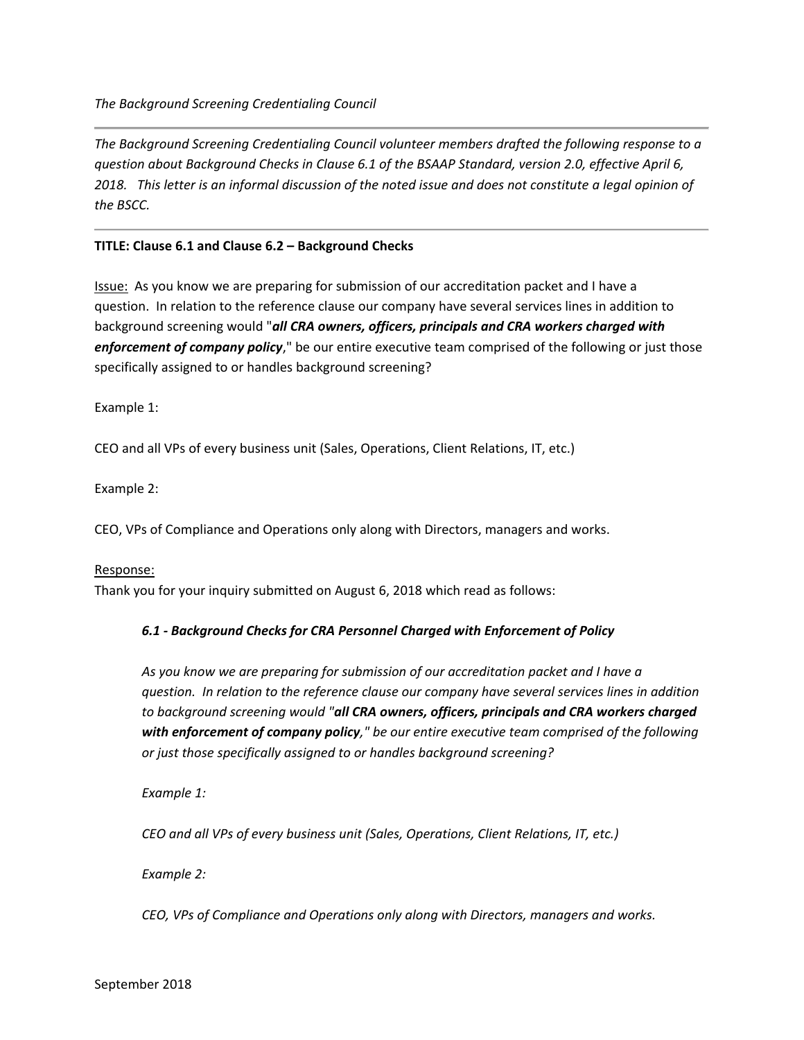*The Background Screening Credentialing Council*

---

*The Background Screening Credentialing Council volunteer members drafted the following response to a question about Background Checks in Clause 6.1 of the BSAAP Standard, version 2.0, effective April 6, 2018. This letter is an informal discussion of the noted issue and does not constitute a legal opinion of the BSCC.*

---

**TITLE: Clause 6.1 and Clause 6.2 – Background Checks**

Issue: As you know we are preparing for submission of our accreditation packet and I have a question. In relation to the reference clause our company have several services lines in addition to background screening would "***all CRA owners, officers, principals and CRA workers charged with enforcement of company policy***," be our entire executive team comprised of the following or just those specifically assigned to or handles background screening?

Example 1:

CEO and all VPs of every business unit (Sales, Operations, Client Relations, IT, etc.)

Example 2:

CEO, VPs of Compliance and Operations only along with Directors, managers and works.

Response:
Thank you for your inquiry submitted on August 6, 2018 which read as follows:

> ***6.1 - Background Checks for CRA Personnel Charged with Enforcement of Policy***
>
> *As you know we are preparing for submission of our accreditation packet and I have a question. In relation to the reference clause our company have several services lines in addition to background screening would "**all CRA owners, officers, principals and CRA workers charged with enforcement of company policy**," be our entire executive team comprised of the following or just those specifically assigned to or handles background screening?*
>
> *Example 1:*
>
> *CEO and all VPs of every business unit (Sales, Operations, Client Relations, IT, etc.)*
>
> *Example 2:*
>
> *CEO, VPs of Compliance and Operations only along with Directors, managers and works.*

September 2018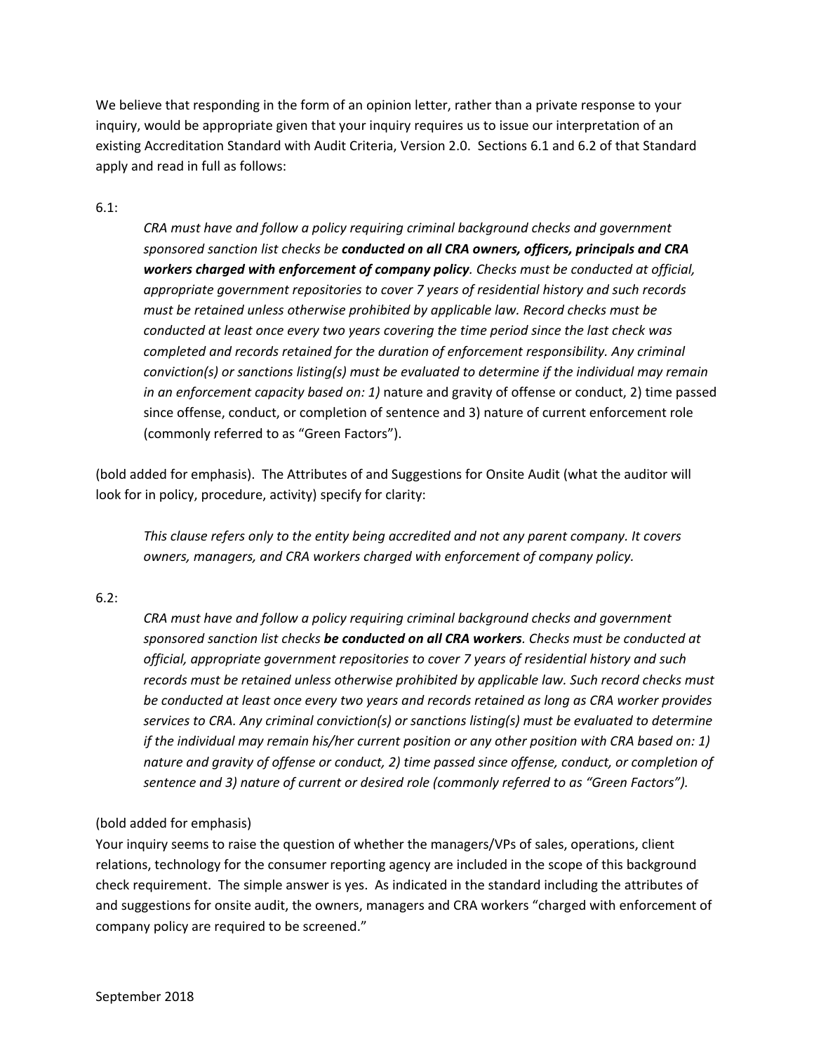We believe that responding in the form of an opinion letter, rather than a private response to your inquiry, would be appropriate given that your inquiry requires us to issue our interpretation of an existing Accreditation Standard with Audit Criteria, Version 2.0. Sections 6.1 and 6.2 of that Standard apply and read in full as follows:

6.1:

> *CRA must have and follow a policy requiring criminal background checks and government sponsored sanction list checks be* ***conducted on all CRA owners, officers, principals and CRA workers charged with enforcement of company policy****. Checks must be conducted at official, appropriate government repositories to cover 7 years of residential history and such records must be retained unless otherwise prohibited by applicable law. Record checks must be conducted at least once every two years covering the time period since the last check was completed and records retained for the duration of enforcement responsibility. Any criminal conviction(s) or sanctions listing(s) must be evaluated to determine if the individual may remain in an enforcement capacity based on: 1)* nature and gravity of offense or conduct, 2) time passed since offense, conduct, or completion of sentence and 3) nature of current enforcement role (commonly referred to as "Green Factors").

(bold added for emphasis). The Attributes of and Suggestions for Onsite Audit (what the auditor will look for in policy, procedure, activity) specify for clarity:

> *This clause refers only to the entity being accredited and not any parent company. It covers owners, managers, and CRA workers charged with enforcement of company policy.*

6.2:

> *CRA must have and follow a policy requiring criminal background checks and government sponsored sanction list checks* ***be conducted on all CRA workers****. Checks must be conducted at official, appropriate government repositories to cover 7 years of residential history and such records must be retained unless otherwise prohibited by applicable law. Such record checks must be conducted at least once every two years and records retained as long as CRA worker provides services to CRA. Any criminal conviction(s) or sanctions listing(s) must be evaluated to determine if the individual may remain his/her current position or any other position with CRA based on: 1) nature and gravity of offense or conduct, 2) time passed since offense, conduct, or completion of sentence and 3) nature of current or desired role (commonly referred to as "Green Factors").*

(bold added for emphasis)

Your inquiry seems to raise the question of whether the managers/VPs of sales, operations, client relations, technology for the consumer reporting agency are included in the scope of this background check requirement. The simple answer is yes. As indicated in the standard including the attributes of and suggestions for onsite audit, the owners, managers and CRA workers "charged with enforcement of company policy are required to be screened."

September 2018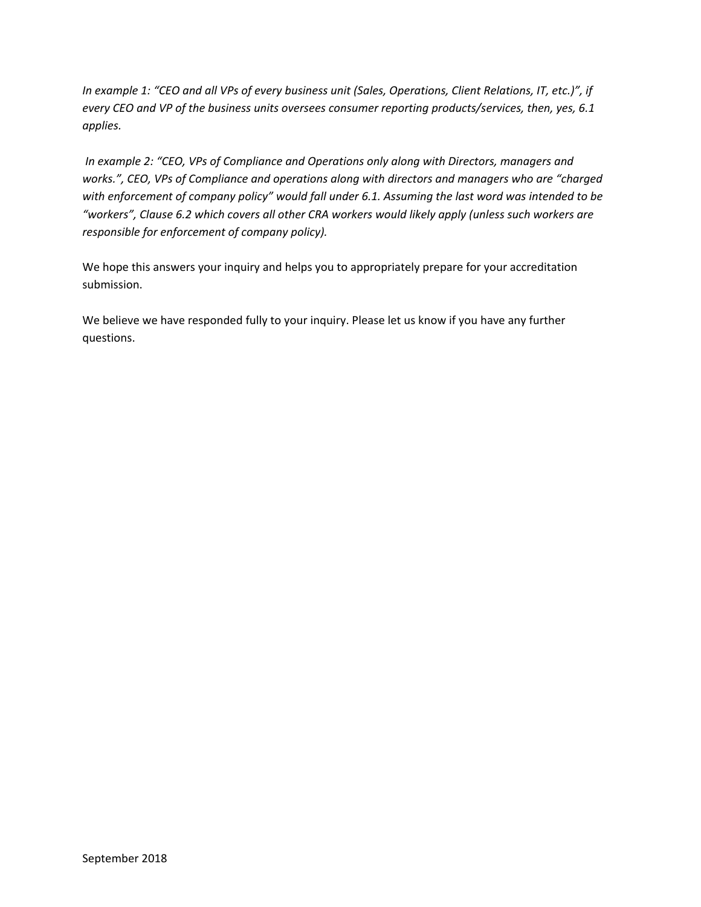*In example 1: “CEO and all VPs of every business unit (Sales, Operations, Client Relations, IT, etc.)”, if every CEO and VP of the business units oversees consumer reporting products/services, then, yes, 6.1 applies.*

*In example 2: “CEO, VPs of Compliance and Operations only along with Directors, managers and works.”, CEO, VPs of Compliance and operations along with directors and managers who are “charged with enforcement of company policy” would fall under 6.1. Assuming the last word was intended to be “workers”, Clause 6.2 which covers all other CRA workers would likely apply (unless such workers are responsible for enforcement of company policy).*

We hope this answers your inquiry and helps you to appropriately prepare for your accreditation submission.

We believe we have responded fully to your inquiry. Please let us know if you have any further questions.

September 2018